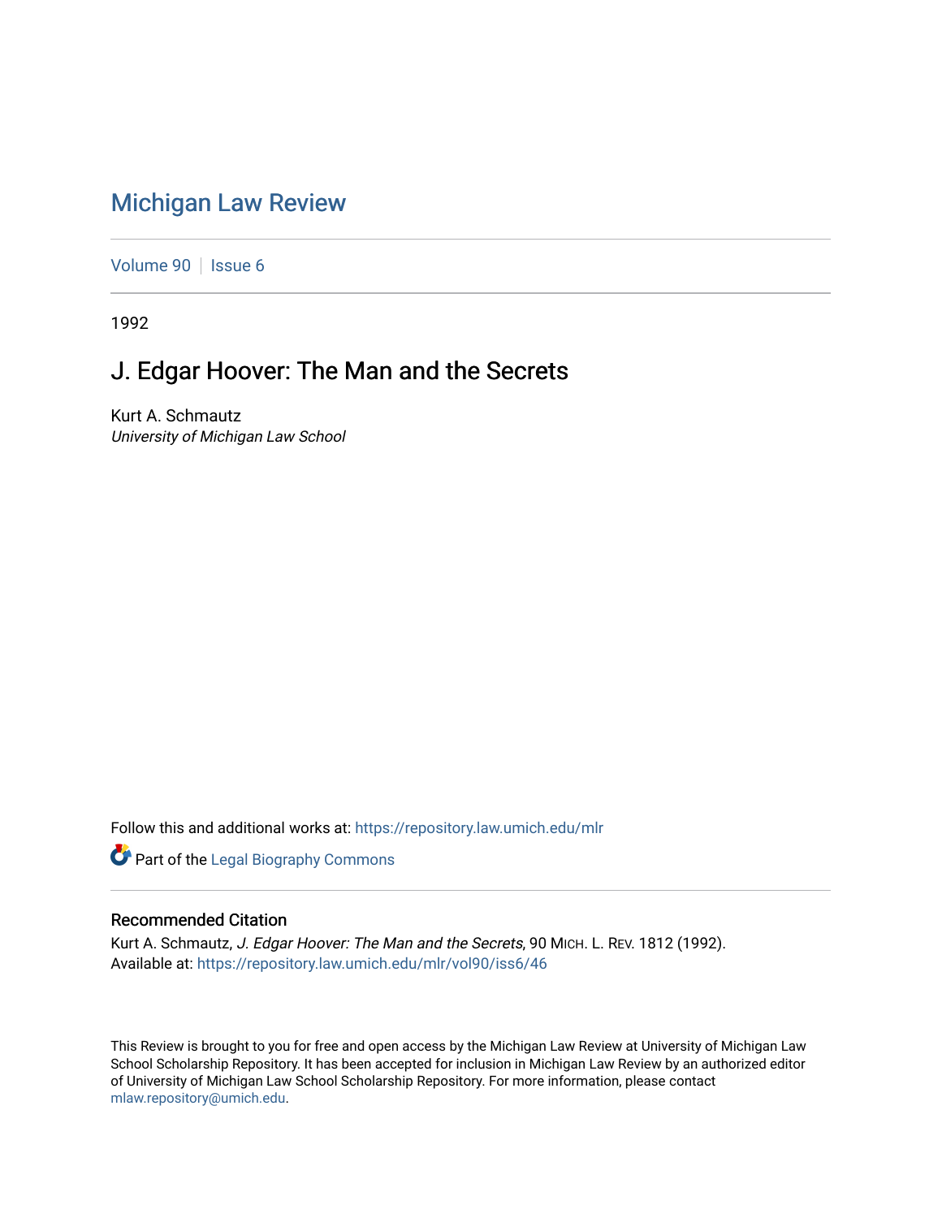# Michigan Law Review

Volume 90 | Issue 6

1992

## J. Edgar Hoover: The Man and the Secrets

Kurt A. Schmautz
*University of Michigan Law School*

Follow this and additional works at: https://repository.law.umich.edu/mlr

Part of the Legal Biography Commons

### Recommended Citation

Kurt A. Schmautz, *J. Edgar Hoover: The Man and the Secrets*, 90 MICH. L. REV. 1812 (1992).
Available at: https://repository.law.umich.edu/mlr/vol90/iss6/46

This Review is brought to you for free and open access by the Michigan Law Review at University of Michigan Law School Scholarship Repository. It has been accepted for inclusion in Michigan Law Review by an authorized editor of University of Michigan Law School Scholarship Repository. For more information, please contact mlaw.repository@umich.edu.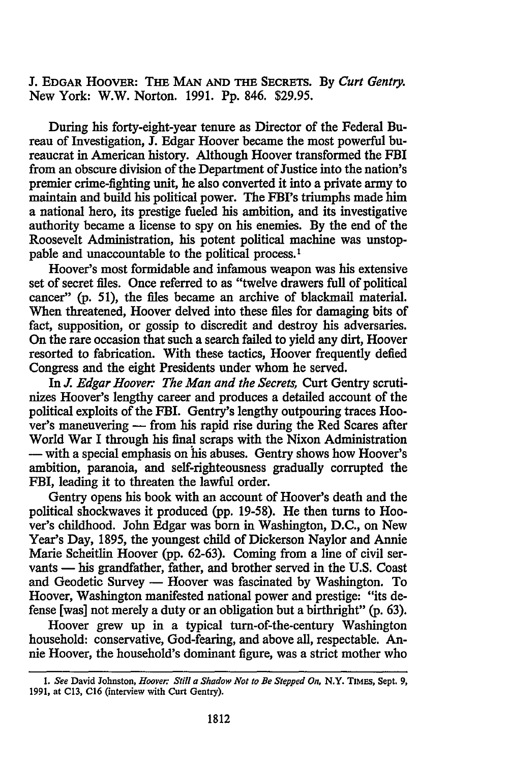J. EDGAR HOOVER: THE MAN AND THE SECRETS. By *Curt Gentry*. New York: W.W. Norton. 1991. Pp. 846. $29.95.

During his forty-eight-year tenure as Director of the Federal Bureau of Investigation, J. Edgar Hoover became the most powerful bureaucrat in American history. Although Hoover transformed the FBI from an obscure division of the Department of Justice into the nation's premier crime-fighting unit, he also converted it into a private army to maintain and build his political power. The FBI's triumphs made him a national hero, its prestige fueled his ambition, and its investigative authority became a license to spy on his enemies. By the end of the Roosevelt Administration, his potent political machine was unstoppable and unaccountable to the political process.[1]

Hoover's most formidable and infamous weapon was his extensive set of secret files. Once referred to as "twelve drawers full of political cancer" (p. 51), the files became an archive of blackmail material. When threatened, Hoover delved into these files for damaging bits of fact, supposition, or gossip to discredit and destroy his adversaries. On the rare occasion that such a search failed to yield any dirt, Hoover resorted to fabrication. With these tactics, Hoover frequently defied Congress and the eight Presidents under whom he served.

In *J. Edgar Hoover: The Man and the Secrets*, Curt Gentry scrutinizes Hoover's lengthy career and produces a detailed account of the political exploits of the FBI. Gentry's lengthy outpouring traces Hoover's maneuvering — from his rapid rise during the Red Scares after World War I through his final scraps with the Nixon Administration — with a special emphasis on his abuses. Gentry shows how Hoover's ambition, paranoia, and self-righteousness gradually corrupted the FBI, leading it to threaten the lawful order.

Gentry opens his book with an account of Hoover's death and the political shockwaves it produced (pp. 19-58). He then turns to Hoover's childhood. John Edgar was born in Washington, D.C., on New Year's Day, 1895, the youngest child of Dickerson Naylor and Annie Marie Scheitlin Hoover (pp. 62-63). Coming from a line of civil servants — his grandfather, father, and brother served in the U.S. Coast and Geodetic Survey — Hoover was fascinated by Washington. To Hoover, Washington manifested national power and prestige: "its defense [was] not merely a duty or an obligation but a birthright" (p. 63).

Hoover grew up in a typical turn-of-the-century Washington household: conservative, God-fearing, and above all, respectable. Annie Hoover, the household's dominant figure, was a strict mother who

---

1. *See* David Johnston, *Hoover: Still a Shadow Not to Be Stepped On*, N.Y. TIMES, Sept. 9, 1991, at C13, C16 (interview with Curt Gentry).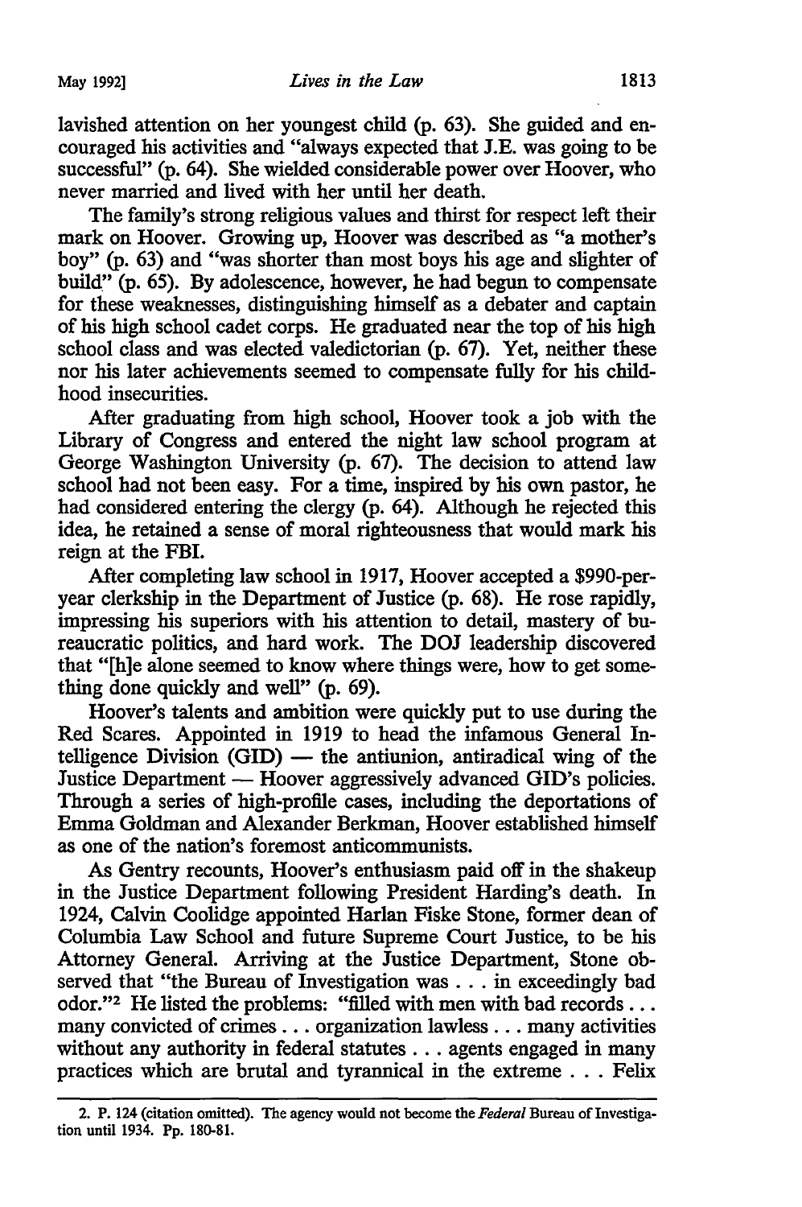lavished attention on her youngest child (p. 63). She guided and encouraged his activities and "always expected that J.E. was going to be successful" (p. 64). She wielded considerable power over Hoover, who never married and lived with her until her death.

The family's strong religious values and thirst for respect left their mark on Hoover. Growing up, Hoover was described as "a mother's boy" (p. 63) and "was shorter than most boys his age and slighter of build" (p. 65). By adolescence, however, he had begun to compensate for these weaknesses, distinguishing himself as a debater and captain of his high school cadet corps. He graduated near the top of his high school class and was elected valedictorian (p. 67). Yet, neither these nor his later achievements seemed to compensate fully for his childhood insecurities.

After graduating from high school, Hoover took a job with the Library of Congress and entered the night law school program at George Washington University (p. 67). The decision to attend law school had not been easy. For a time, inspired by his own pastor, he had considered entering the clergy (p. 64). Although he rejected this idea, he retained a sense of moral righteousness that would mark his reign at the FBI.

After completing law school in 1917, Hoover accepted a $990-per-year clerkship in the Department of Justice (p. 68). He rose rapidly, impressing his superiors with his attention to detail, mastery of bureaucratic politics, and hard work. The DOJ leadership discovered that "[h]e alone seemed to know where things were, how to get something done quickly and well" (p. 69).

Hoover's talents and ambition were quickly put to use during the Red Scares. Appointed in 1919 to head the infamous General Intelligence Division (GID) — the antiunion, antiradical wing of the Justice Department — Hoover aggressively advanced GID's policies. Through a series of high-profile cases, including the deportations of Emma Goldman and Alexander Berkman, Hoover established himself as one of the nation's foremost anticommunists.

As Gentry recounts, Hoover's enthusiasm paid off in the shakeup in the Justice Department following President Harding's death. In 1924, Calvin Coolidge appointed Harlan Fiske Stone, former dean of Columbia Law School and future Supreme Court Justice, to be his Attorney General. Arriving at the Justice Department, Stone observed that "the Bureau of Investigation was . . . in exceedingly bad odor."[2] He listed the problems: "filled with men with bad records . . . many convicted of crimes . . . organization lawless . . . many activities without any authority in federal statutes . . . agents engaged in many practices which are brutal and tyrannical in the extreme . . . Felix

2. P. 124 (citation omitted). The agency would not become the *Federal* Bureau of Investigation until 1934. Pp. 180-81.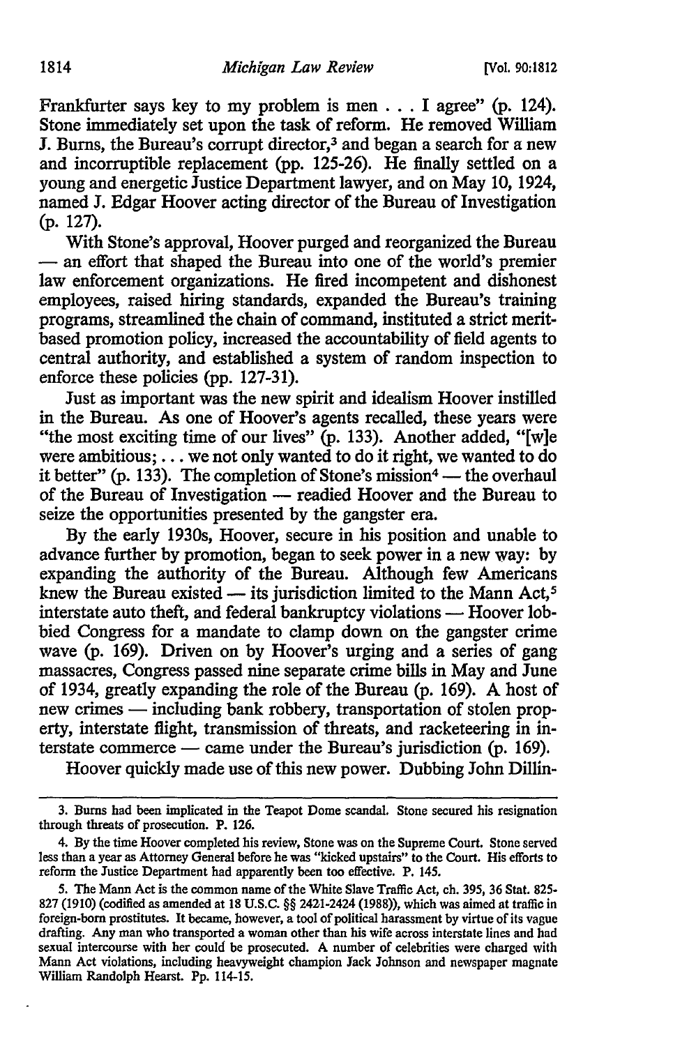Frankfurter says key to my problem is men . . . I agree" (p. 124). Stone immediately set upon the task of reform. He removed William J. Burns, the Bureau's corrupt director,[3] and began a search for a new and incorruptible replacement (pp. 125-26). He finally settled on a young and energetic Justice Department lawyer, and on May 10, 1924, named J. Edgar Hoover acting director of the Bureau of Investigation (p. 127).

With Stone's approval, Hoover purged and reorganized the Bureau — an effort that shaped the Bureau into one of the world's premier law enforcement organizations. He fired incompetent and dishonest employees, raised hiring standards, expanded the Bureau's training programs, streamlined the chain of command, instituted a strict merit-based promotion policy, increased the accountability of field agents to central authority, and established a system of random inspection to enforce these policies (pp. 127-31).

Just as important was the new spirit and idealism Hoover instilled in the Bureau. As one of Hoover's agents recalled, these years were "the most exciting time of our lives" (p. 133). Another added, "[w]e were ambitious; . . . we not only wanted to do it right, we wanted to do it better" (p. 133). The completion of Stone's mission[4] — the overhaul of the Bureau of Investigation — readied Hoover and the Bureau to seize the opportunities presented by the gangster era.

By the early 1930s, Hoover, secure in his position and unable to advance further by promotion, began to seek power in a new way: by expanding the authority of the Bureau. Although few Americans knew the Bureau existed — its jurisdiction limited to the Mann Act,[5] interstate auto theft, and federal bankruptcy violations — Hoover lobbied Congress for a mandate to clamp down on the gangster crime wave (p. 169). Driven on by Hoover's urging and a series of gang massacres, Congress passed nine separate crime bills in May and June of 1934, greatly expanding the role of the Bureau (p. 169). A host of new crimes — including bank robbery, transportation of stolen property, interstate flight, transmission of threats, and racketeering in interstate commerce — came under the Bureau's jurisdiction (p. 169).

Hoover quickly made use of this new power. Dubbing John Dillin-

---

3. Burns had been implicated in the Teapot Dome scandal. Stone secured his resignation through threats of prosecution. P. 126.

4. By the time Hoover completed his review, Stone was on the Supreme Court. Stone served less than a year as Attorney General before he was "kicked upstairs" to the Court. His efforts to reform the Justice Department had apparently been too effective. P. 145.

5. The Mann Act is the common name of the White Slave Traffic Act, ch. 395, 36 Stat. 825-827 (1910) (codified as amended at 18 U.S.C. §§ 2421-2424 (1988)), which was aimed at traffic in foreign-born prostitutes. It became, however, a tool of political harassment by virtue of its vague drafting. Any man who transported a woman other than his wife across interstate lines and had sexual intercourse with her could be prosecuted. A number of celebrities were charged with Mann Act violations, including heavyweight champion Jack Johnson and newspaper magnate William Randolph Hearst. Pp. 114-15.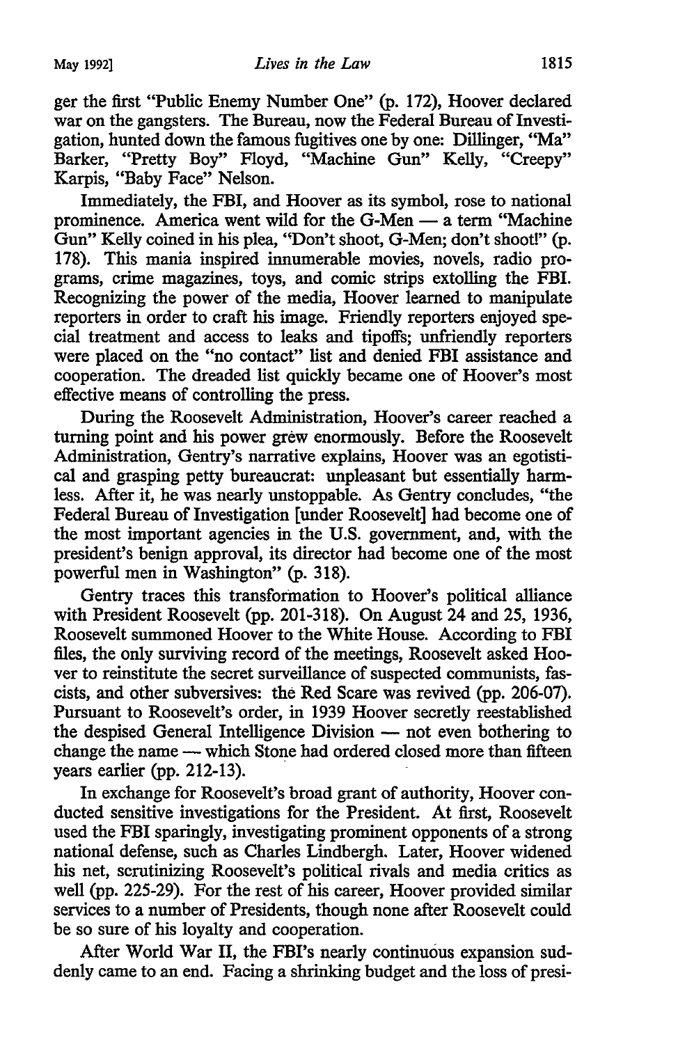ger the first "Public Enemy Number One" (p. 172), Hoover declared war on the gangsters. The Bureau, now the Federal Bureau of Investigation, hunted down the famous fugitives one by one: Dillinger, "Ma" Barker, "Pretty Boy" Floyd, "Machine Gun" Kelly, "Creepy" Karpis, "Baby Face" Nelson.

Immediately, the FBI, and Hoover as its symbol, rose to national prominence. America went wild for the G-Men — a term "Machine Gun" Kelly coined in his plea, "Don't shoot, G-Men; don't shoot!" (p. 178). This mania inspired innumerable movies, novels, radio programs, crime magazines, toys, and comic strips extolling the FBI. Recognizing the power of the media, Hoover learned to manipulate reporters in order to craft his image. Friendly reporters enjoyed special treatment and access to leaks and tipoffs; unfriendly reporters were placed on the "no contact" list and denied FBI assistance and cooperation. The dreaded list quickly became one of Hoover's most effective means of controlling the press.

During the Roosevelt Administration, Hoover's career reached a turning point and his power grew enormously. Before the Roosevelt Administration, Gentry's narrative explains, Hoover was an egotistical and grasping petty bureaucrat: unpleasant but essentially harmless. After it, he was nearly unstoppable. As Gentry concludes, "the Federal Bureau of Investigation [under Roosevelt] had become one of the most important agencies in the U.S. government, and, with the president's benign approval, its director had become one of the most powerful men in Washington" (p. 318).

Gentry traces this transformation to Hoover's political alliance with President Roosevelt (pp. 201-318). On August 24 and 25, 1936, Roosevelt summoned Hoover to the White House. According to FBI files, the only surviving record of the meetings, Roosevelt asked Hoover to reinstitute the secret surveillance of suspected communists, fascists, and other subversives: the Red Scare was revived (pp. 206-07). Pursuant to Roosevelt's order, in 1939 Hoover secretly reestablished the despised General Intelligence Division — not even bothering to change the name — which Stone had ordered closed more than fifteen years earlier (pp. 212-13).

In exchange for Roosevelt's broad grant of authority, Hoover conducted sensitive investigations for the President. At first, Roosevelt used the FBI sparingly, investigating prominent opponents of a strong national defense, such as Charles Lindbergh. Later, Hoover widened his net, scrutinizing Roosevelt's political rivals and media critics as well (pp. 225-29). For the rest of his career, Hoover provided similar services to a number of Presidents, though none after Roosevelt could be so sure of his loyalty and cooperation.

After World War II, the FBI's nearly continuous expansion suddenly came to an end. Facing a shrinking budget and the loss of presi-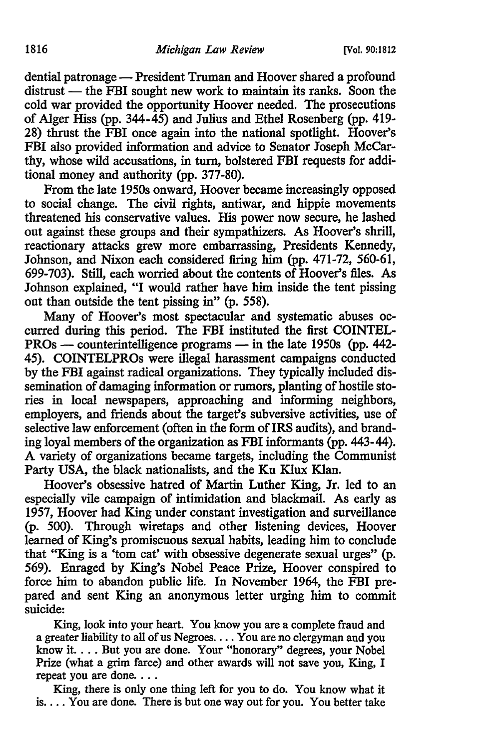dential patronage — President Truman and Hoover shared a profound distrust — the FBI sought new work to maintain its ranks. Soon the cold war provided the opportunity Hoover needed. The prosecutions of Alger Hiss (pp. 344-45) and Julius and Ethel Rosenberg (pp. 419-28) thrust the FBI once again into the national spotlight. Hoover's FBI also provided information and advice to Senator Joseph McCarthy, whose wild accusations, in turn, bolstered FBI requests for additional money and authority (pp. 377-80).

From the late 1950s onward, Hoover became increasingly opposed to social change. The civil rights, antiwar, and hippie movements threatened his conservative values. His power now secure, he lashed out against these groups and their sympathizers. As Hoover's shrill, reactionary attacks grew more embarrassing, Presidents Kennedy, Johnson, and Nixon each considered firing him (pp. 471-72, 560-61, 699-703). Still, each worried about the contents of Hoover's files. As Johnson explained, "I would rather have him inside the tent pissing out than outside the tent pissing in" (p. 558).

Many of Hoover's most spectacular and systematic abuses occurred during this period. The FBI instituted the first COINTELPROs — counterintelligence programs — in the late 1950s (pp. 442-45). COINTELPROs were illegal harassment campaigns conducted by the FBI against radical organizations. They typically included dissemination of damaging information or rumors, planting of hostile stories in local newspapers, approaching and informing neighbors, employers, and friends about the target's subversive activities, use of selective law enforcement (often in the form of IRS audits), and branding loyal members of the organization as FBI informants (pp. 443-44). A variety of organizations became targets, including the Communist Party USA, the black nationalists, and the Ku Klux Klan.

Hoover's obsessive hatred of Martin Luther King, Jr. led to an especially vile campaign of intimidation and blackmail. As early as 1957, Hoover had King under constant investigation and surveillance (p. 500). Through wiretaps and other listening devices, Hoover learned of King's promiscuous sexual habits, leading him to conclude that "King is a 'tom cat' with obsessive degenerate sexual urges" (p. 569). Enraged by King's Nobel Peace Prize, Hoover conspired to force him to abandon public life. In November 1964, the FBI prepared and sent King an anonymous letter urging him to commit suicide:

> King, look into your heart. You know you are a complete fraud and a greater liability to all of us Negroes. . . . You are no clergyman and you know it. . . . But you are done. Your "honorary" degrees, your Nobel Prize (what a grim farce) and other awards will not save you, King, I repeat you are done. . . .
>
> King, there is only one thing left for you to do. You know what it is. . . . You are done. There is but one way out for you. You better take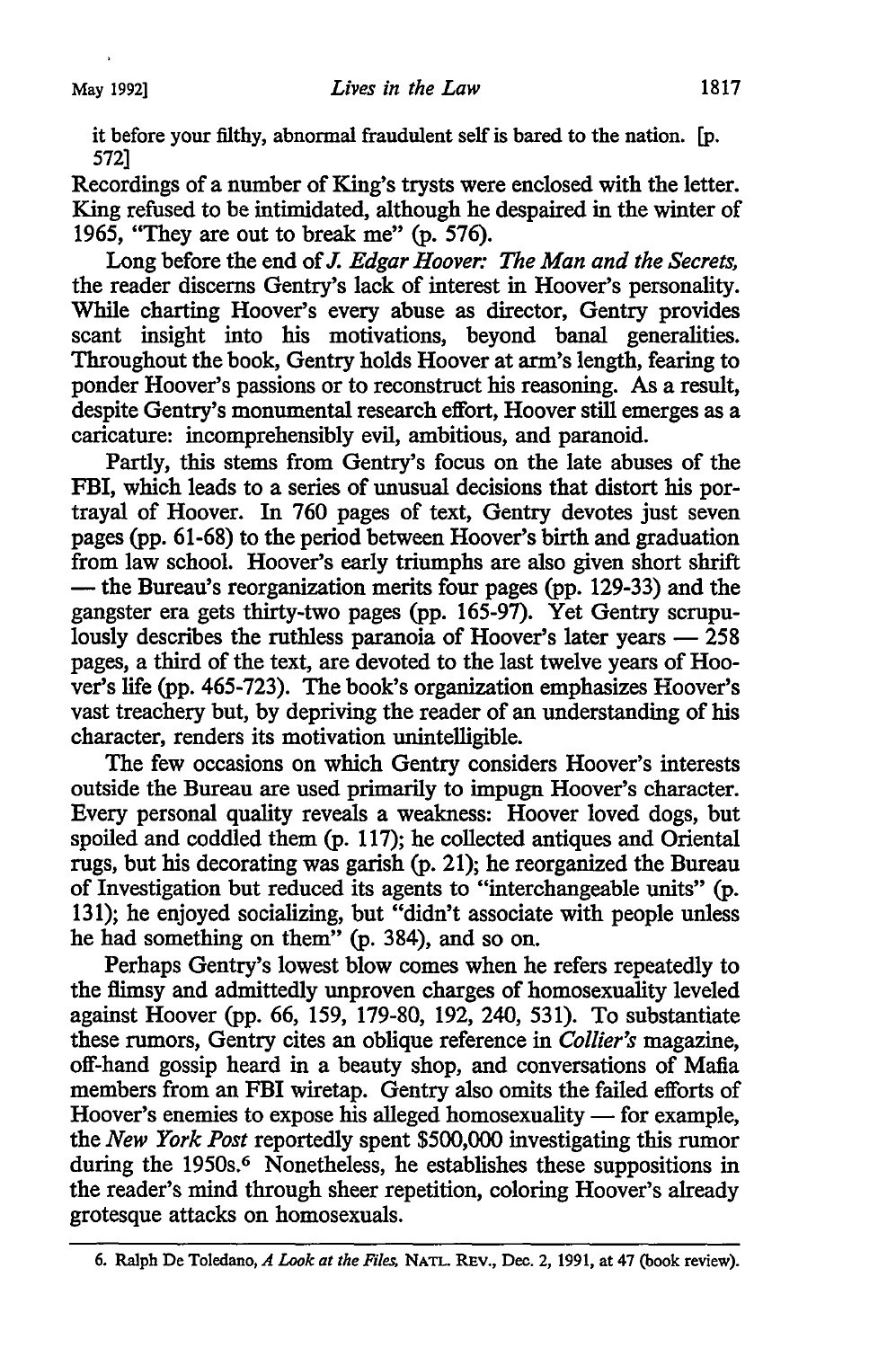it before your filthy, abnormal fraudulent self is bared to the nation. [p. 572]

Recordings of a number of King's trysts were enclosed with the letter. King refused to be intimidated, although he despaired in the winter of 1965, "They are out to break me" (p. 576).

Long before the end of *J. Edgar Hoover: The Man and the Secrets*, the reader discerns Gentry's lack of interest in Hoover's personality. While charting Hoover's every abuse as director, Gentry provides scant insight into his motivations, beyond banal generalities. Throughout the book, Gentry holds Hoover at arm's length, fearing to ponder Hoover's passions or to reconstruct his reasoning. As a result, despite Gentry's monumental research effort, Hoover still emerges as a caricature: incomprehensibly evil, ambitious, and paranoid.

Partly, this stems from Gentry's focus on the late abuses of the FBI, which leads to a series of unusual decisions that distort his portrayal of Hoover. In 760 pages of text, Gentry devotes just seven pages (pp. 61-68) to the period between Hoover's birth and graduation from law school. Hoover's early triumphs are also given short shrift — the Bureau's reorganization merits four pages (pp. 129-33) and the gangster era gets thirty-two pages (pp. 165-97). Yet Gentry scrupulously describes the ruthless paranoia of Hoover's later years — 258 pages, a third of the text, are devoted to the last twelve years of Hoover's life (pp. 465-723). The book's organization emphasizes Hoover's vast treachery but, by depriving the reader of an understanding of his character, renders its motivation unintelligible.

The few occasions on which Gentry considers Hoover's interests outside the Bureau are used primarily to impugn Hoover's character. Every personal quality reveals a weakness: Hoover loved dogs, but spoiled and coddled them (p. 117); he collected antiques and Oriental rugs, but his decorating was garish (p. 21); he reorganized the Bureau of Investigation but reduced its agents to "interchangeable units" (p. 131); he enjoyed socializing, but "didn't associate with people unless he had something on them" (p. 384), and so on.

Perhaps Gentry's lowest blow comes when he refers repeatedly to the flimsy and admittedly unproven charges of homosexuality leveled against Hoover (pp. 66, 159, 179-80, 192, 240, 531). To substantiate these rumors, Gentry cites an oblique reference in *Collier's* magazine, off-hand gossip heard in a beauty shop, and conversations of Mafia members from an FBI wiretap. Gentry also omits the failed efforts of Hoover's enemies to expose his alleged homosexuality — for example, the *New York Post* reportedly spent $500,000 investigating this rumor during the 1950s.[6] Nonetheless, he establishes these suppositions in the reader's mind through sheer repetition, coloring Hoover's already grotesque attacks on homosexuals.

---

6. Ralph De Toledano, *A Look at the Files*, NATL. REV., Dec. 2, 1991, at 47 (book review).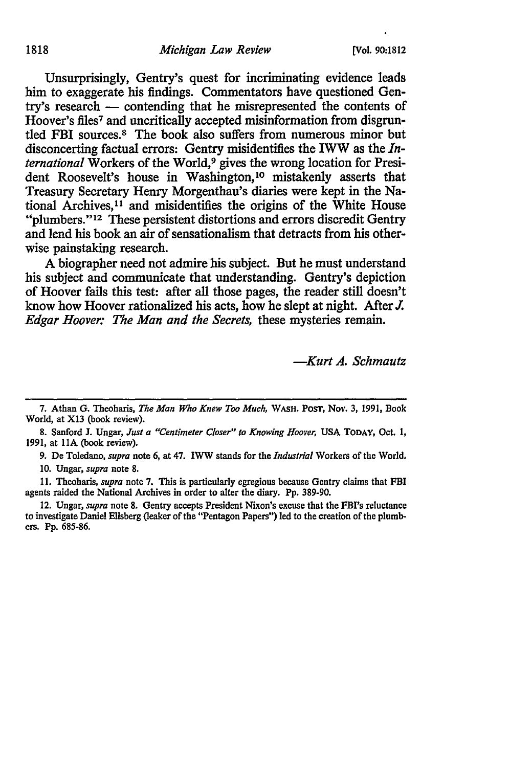Unsurprisingly, Gentry's quest for incriminating evidence leads him to exaggerate his findings. Commentators have questioned Gentry's research — contending that he misrepresented the contents of Hoover's files[7] and uncritically accepted misinformation from disgruntled FBI sources.[8] The book also suffers from numerous minor but disconcerting factual errors: Gentry misidentifies the IWW as the *International* Workers of the World,[9] gives the wrong location for President Roosevelt's house in Washington,[10] mistakenly asserts that Treasury Secretary Henry Morgenthau's diaries were kept in the National Archives,[11] and misidentifies the origins of the White House "plumbers."[12] These persistent distortions and errors discredit Gentry and lend his book an air of sensationalism that detracts from his otherwise painstaking research.

A biographer need not admire his subject. But he must understand his subject and communicate that understanding. Gentry's depiction of Hoover fails this test: after all those pages, the reader still doesn't know how Hoover rationalized his acts, how he slept at night. After *J. Edgar Hoover: The Man and the Secrets,* these mysteries remain.

*—Kurt A. Schmautz*

---

7. Athan G. Theoharis, *The Man Who Knew Too Much,* WASH. POST, Nov. 3, 1991, Book World, at X13 (book review).

8. Sanford J. Ungar, *Just a "Centimeter Closer" to Knowing Hoover,* USA TODAY, Oct. 1, 1991, at 11A (book review).

9. De Toledano, *supra* note 6, at 47. IWW stands for the *Industrial* Workers of the World.

10. Ungar, *supra* note 8.

11. Theoharis, *supra* note 7. This is particularly egregious because Gentry claims that FBI agents raided the National Archives in order to alter the diary. Pp. 389-90.

12. Ungar, *supra* note 8. Gentry accepts President Nixon's excuse that the FBI's reluctance to investigate Daniel Ellsberg (leaker of the "Pentagon Papers") led to the creation of the plumbers. Pp. 685-86.